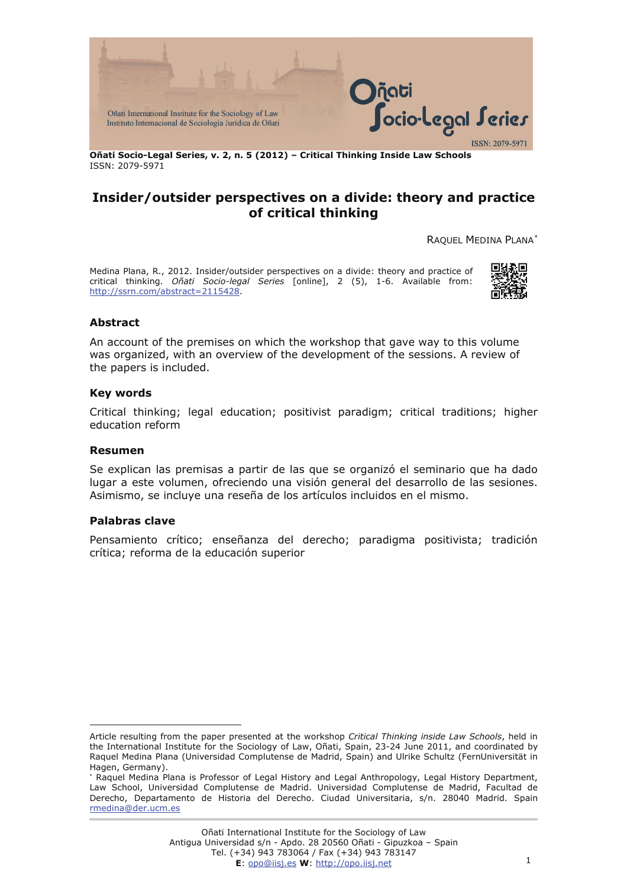**Oñati Socio-Legal Series, v. 2, n. 5 (2012) – Critical Thinking Inside Law Schools**
ISSN: 2079-5971

# Insider/outsider perspectives on a divide: theory and practice of critical thinking

RAQUEL MEDINA PLANA[*]

Medina Plana, R., 2012. Insider/outsider perspectives on a divide: theory and practice of critical thinking. *Oñati Socio-legal Series* [online], 2 (5), 1-6. Available from: http://ssrn.com/abstract=2115428.

## Abstract

An account of the premises on which the workshop that gave way to this volume was organized, with an overview of the development of the sessions. A review of the papers is included.

## Key words

Critical thinking; legal education; positivist paradigm; critical traditions; higher education reform

## Resumen

Se explican las premisas a partir de las que se organizó el seminario que ha dado lugar a este volumen, ofreciendo una visión general del desarrollo de las sesiones. Asimismo, se incluye una reseña de los artículos incluidos en el mismo.

## Palabras clave

Pensamiento crítico; enseñanza del derecho; paradigma positivista; tradición crítica; reforma de la educación superior

---

Article resulting from the paper presented at the workshop *Critical Thinking inside Law Schools*, held in the International Institute for the Sociology of Law, Oñati, Spain, 23-24 June 2011, and coordinated by Raquel Medina Plana (Universidad Complutense de Madrid, Spain) and Ulrike Schultz (FernUniversität in Hagen, Germany).

[*] Raquel Medina Plana is Professor of Legal History and Legal Anthropology, Legal History Department, Law School, Universidad Complutense de Madrid. Universidad Complutense de Madrid, Facultad de Derecho, Departamento de Historia del Derecho. Ciudad Universitaria, s/n. 28040 Madrid. Spain rmedina@der.ucm.es

Oñati International Institute for the Sociology of Law
Antigua Universidad s/n - Apdo. 28 20560 Oñati - Gipuzkoa – Spain
Tel. (+34) 943 783064 / Fax (+34) 943 783147
**E**: opo@iisj.es **W**: http://opo.iisj.net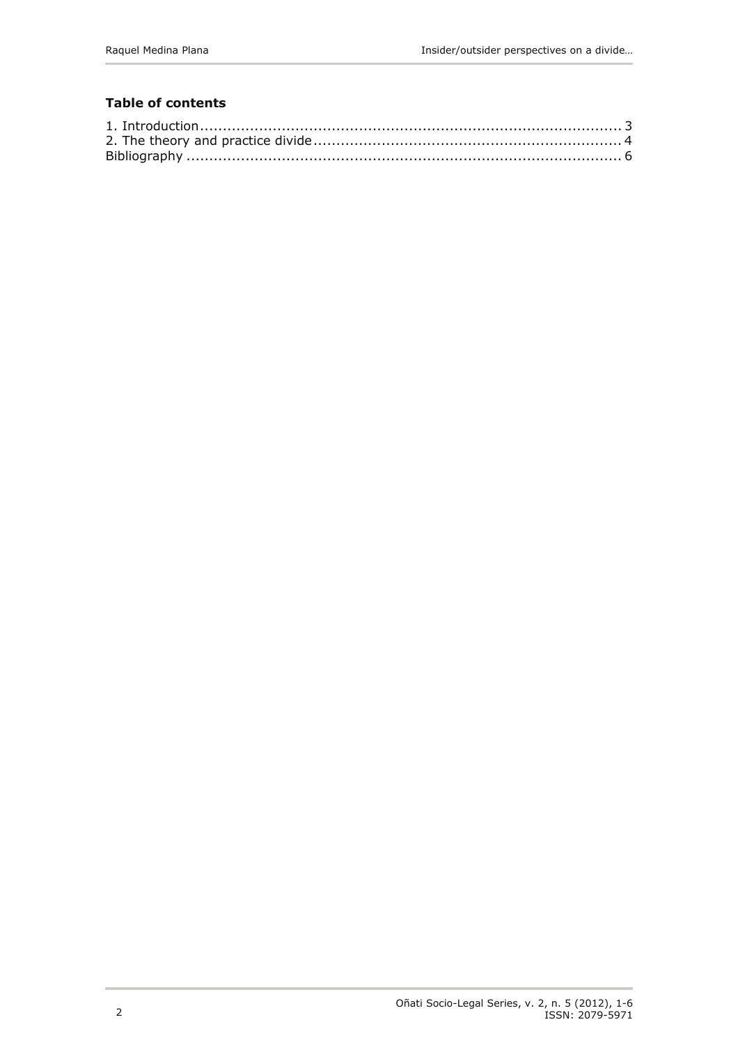**Table of contents**

1. Introduction ........................................................................................... 3
2. The theory and practice divide .................................................................. 4
Bibliography ............................................................................................... 6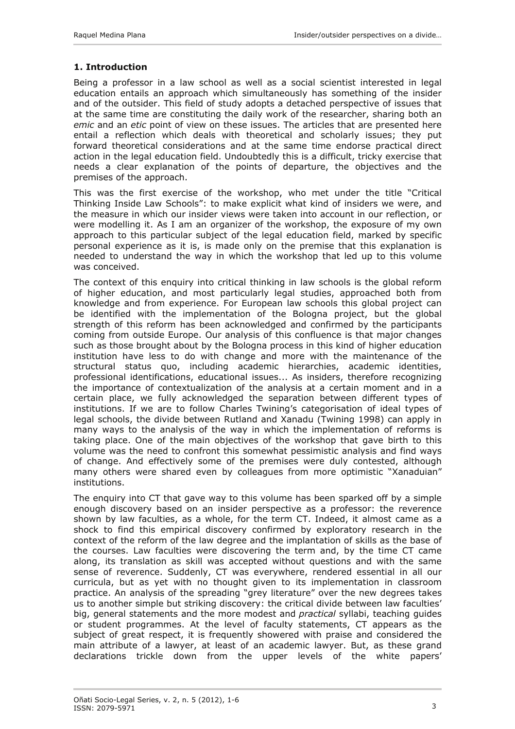## 1. Introduction

Being a professor in a law school as well as a social scientist interested in legal education entails an approach which simultaneously has something of the insider and of the outsider. This field of study adopts a detached perspective of issues that at the same time are constituting the daily work of the researcher, sharing both an *emic* and an *etic* point of view on these issues. The articles that are presented here entail a reflection which deals with theoretical and scholarly issues; they put forward theoretical considerations and at the same time endorse practical direct action in the legal education field. Undoubtedly this is a difficult, tricky exercise that needs a clear explanation of the points of departure, the objectives and the premises of the approach.

This was the first exercise of the workshop, who met under the title "Critical Thinking Inside Law Schools": to make explicit what kind of insiders we were, and the measure in which our insider views were taken into account in our reflection, or were modelling it. As I am an organizer of the workshop, the exposure of my own approach to this particular subject of the legal education field, marked by specific personal experience as it is, is made only on the premise that this explanation is needed to understand the way in which the workshop that led up to this volume was conceived.

The context of this enquiry into critical thinking in law schools is the global reform of higher education, and most particularly legal studies, approached both from knowledge and from experience. For European law schools this global project can be identified with the implementation of the Bologna project, but the global strength of this reform has been acknowledged and confirmed by the participants coming from outside Europe. Our analysis of this confluence is that major changes such as those brought about by the Bologna process in this kind of higher education institution have less to do with change and more with the maintenance of the structural status quo, including academic hierarchies, academic identities, professional identifications, educational issues... As insiders, therefore recognizing the importance of contextualization of the analysis at a certain moment and in a certain place, we fully acknowledged the separation between different types of institutions. If we are to follow Charles Twining's categorisation of ideal types of legal schools, the divide between Rutland and Xanadu (Twining 1998) can apply in many ways to the analysis of the way in which the implementation of reforms is taking place. One of the main objectives of the workshop that gave birth to this volume was the need to confront this somewhat pessimistic analysis and find ways of change. And effectively some of the premises were duly contested, although many others were shared even by colleagues from more optimistic "Xanaduian" institutions.

The enquiry into CT that gave way to this volume has been sparked off by a simple enough discovery based on an insider perspective as a professor: the reverence shown by law faculties, as a whole, for the term CT. Indeed, it almost came as a shock to find this empirical discovery confirmed by exploratory research in the context of the reform of the law degree and the implantation of skills as the base of the courses. Law faculties were discovering the term and, by the time CT came along, its translation as skill was accepted without questions and with the same sense of reverence. Suddenly, CT was everywhere, rendered essential in all our curricula, but as yet with no thought given to its implementation in classroom practice. An analysis of the spreading "grey literature" over the new degrees takes us to another simple but striking discovery: the critical divide between law faculties' big, general statements and the more modest and *practical* syllabi, teaching guides or student programmes. At the level of faculty statements, CT appears as the subject of great respect, it is frequently showered with praise and considered the main attribute of a lawyer, at least of an academic lawyer. But, as these grand declarations trickle down from the upper levels of the white papers'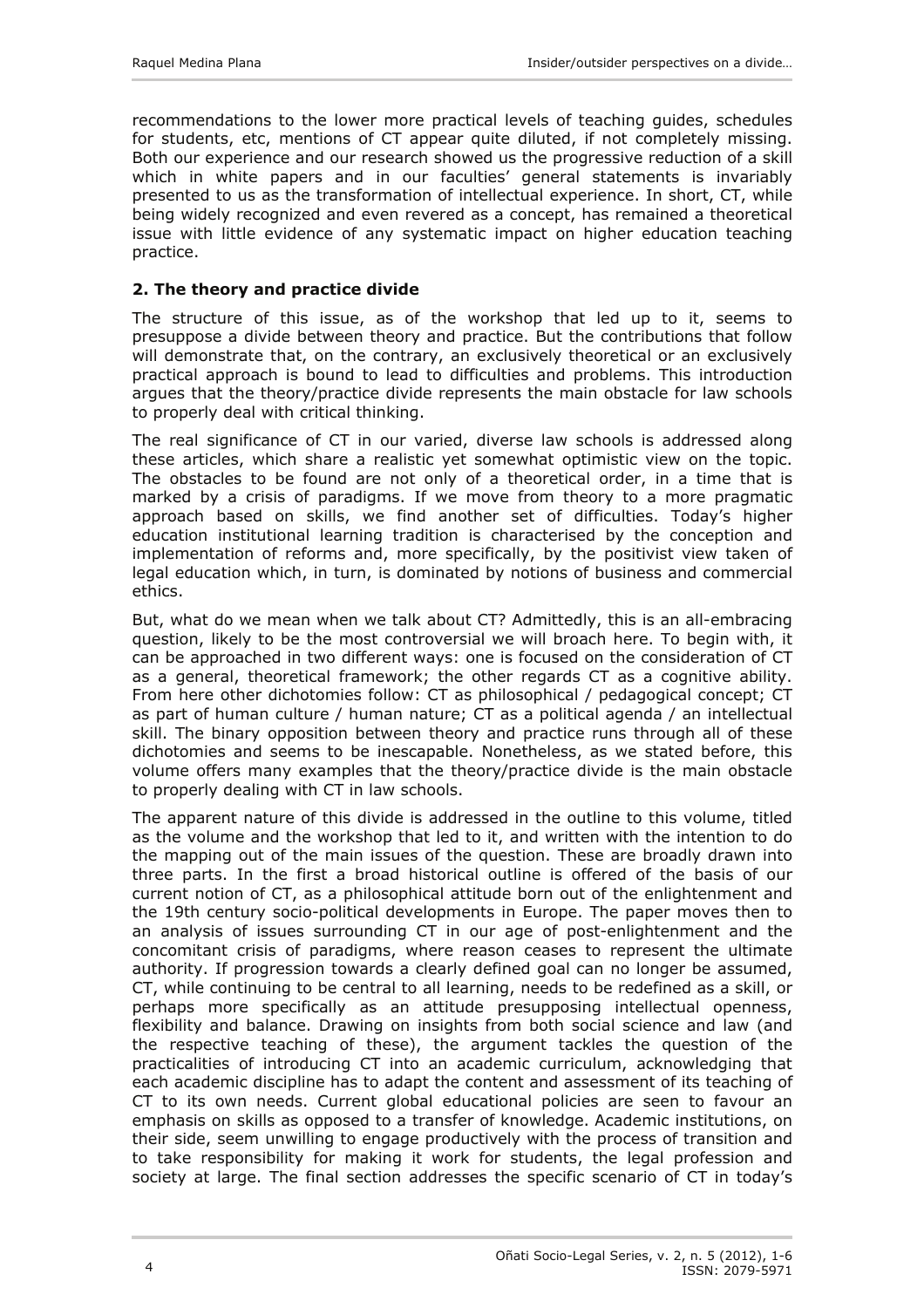recommendations to the lower more practical levels of teaching guides, schedules for students, etc, mentions of CT appear quite diluted, if not completely missing. Both our experience and our research showed us the progressive reduction of a skill which in white papers and in our faculties' general statements is invariably presented to us as the transformation of intellectual experience. In short, CT, while being widely recognized and even revered as a concept, has remained a theoretical issue with little evidence of any systematic impact on higher education teaching practice.

## 2. The theory and practice divide

The structure of this issue, as of the workshop that led up to it, seems to presuppose a divide between theory and practice. But the contributions that follow will demonstrate that, on the contrary, an exclusively theoretical or an exclusively practical approach is bound to lead to difficulties and problems. This introduction argues that the theory/practice divide represents the main obstacle for law schools to properly deal with critical thinking.

The real significance of CT in our varied, diverse law schools is addressed along these articles, which share a realistic yet somewhat optimistic view on the topic. The obstacles to be found are not only of a theoretical order, in a time that is marked by a crisis of paradigms. If we move from theory to a more pragmatic approach based on skills, we find another set of difficulties. Today's higher education institutional learning tradition is characterised by the conception and implementation of reforms and, more specifically, by the positivist view taken of legal education which, in turn, is dominated by notions of business and commercial ethics.

But, what do we mean when we talk about CT? Admittedly, this is an all-embracing question, likely to be the most controversial we will broach here. To begin with, it can be approached in two different ways: one is focused on the consideration of CT as a general, theoretical framework; the other regards CT as a cognitive ability. From here other dichotomies follow: CT as philosophical / pedagogical concept; CT as part of human culture / human nature; CT as a political agenda / an intellectual skill. The binary opposition between theory and practice runs through all of these dichotomies and seems to be inescapable. Nonetheless, as we stated before, this volume offers many examples that the theory/practice divide is the main obstacle to properly dealing with CT in law schools.

The apparent nature of this divide is addressed in the outline to this volume, titled as the volume and the workshop that led to it, and written with the intention to do the mapping out of the main issues of the question. These are broadly drawn into three parts. In the first a broad historical outline is offered of the basis of our current notion of CT, as a philosophical attitude born out of the enlightenment and the 19th century socio-political developments in Europe. The paper moves then to an analysis of issues surrounding CT in our age of post-enlightenment and the concomitant crisis of paradigms, where reason ceases to represent the ultimate authority. If progression towards a clearly defined goal can no longer be assumed, CT, while continuing to be central to all learning, needs to be redefined as a skill, or perhaps more specifically as an attitude presupposing intellectual openness, flexibility and balance. Drawing on insights from both social science and law (and the respective teaching of these), the argument tackles the question of the practicalities of introducing CT into an academic curriculum, acknowledging that each academic discipline has to adapt the content and assessment of its teaching of CT to its own needs. Current global educational policies are seen to favour an emphasis on skills as opposed to a transfer of knowledge. Academic institutions, on their side, seem unwilling to engage productively with the process of transition and to take responsibility for making it work for students, the legal profession and society at large. The final section addresses the specific scenario of CT in today's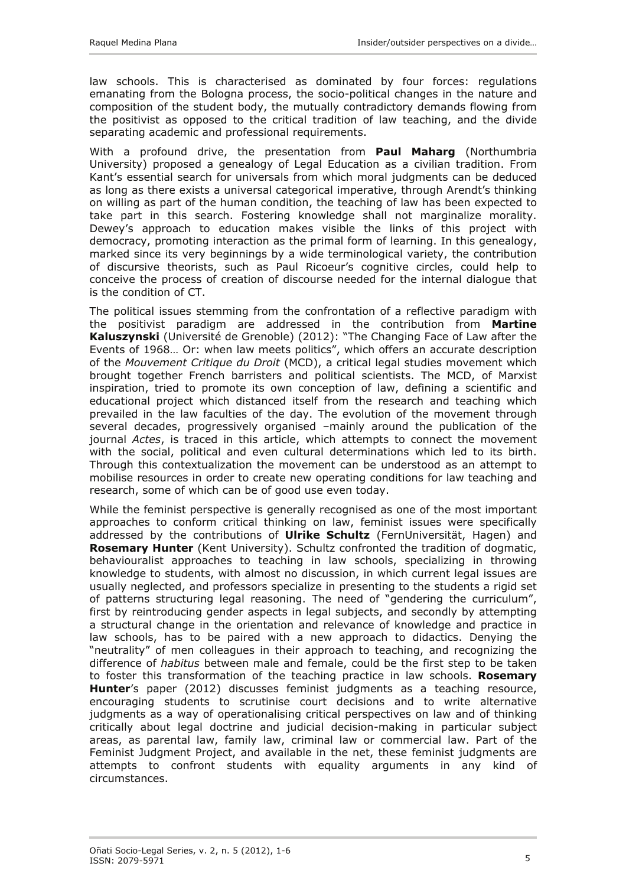law schools. This is characterised as dominated by four forces: regulations emanating from the Bologna process, the socio-political changes in the nature and composition of the student body, the mutually contradictory demands flowing from the positivist as opposed to the critical tradition of law teaching, and the divide separating academic and professional requirements.

With a profound drive, the presentation from **Paul Maharg** (Northumbria University) proposed a genealogy of Legal Education as a civilian tradition. From Kant's essential search for universals from which moral judgments can be deduced as long as there exists a universal categorical imperative, through Arendt's thinking on willing as part of the human condition, the teaching of law has been expected to take part in this search. Fostering knowledge shall not marginalize morality. Dewey's approach to education makes visible the links of this project with democracy, promoting interaction as the primal form of learning. In this genealogy, marked since its very beginnings by a wide terminological variety, the contribution of discursive theorists, such as Paul Ricoeur's cognitive circles, could help to conceive the process of creation of discourse needed for the internal dialogue that is the condition of CT.

The political issues stemming from the confrontation of a reflective paradigm with the positivist paradigm are addressed in the contribution from **Martine Kaluszynski** (Université de Grenoble) (2012): "The Changing Face of Law after the Events of 1968… Or: when law meets politics", which offers an accurate description of the *Mouvement Critique du Droit* (MCD), a critical legal studies movement which brought together French barristers and political scientists. The MCD, of Marxist inspiration, tried to promote its own conception of law, defining a scientific and educational project which distanced itself from the research and teaching which prevailed in the law faculties of the day. The evolution of the movement through several decades, progressively organised –mainly around the publication of the journal *Actes*, is traced in this article, which attempts to connect the movement with the social, political and even cultural determinations which led to its birth. Through this contextualization the movement can be understood as an attempt to mobilise resources in order to create new operating conditions for law teaching and research, some of which can be of good use even today.

While the feminist perspective is generally recognised as one of the most important approaches to conform critical thinking on law, feminist issues were specifically addressed by the contributions of **Ulrike Schultz** (FernUniversität, Hagen) and **Rosemary Hunter** (Kent University). Schultz confronted the tradition of dogmatic, behaviouralist approaches to teaching in law schools, specializing in throwing knowledge to students, with almost no discussion, in which current legal issues are usually neglected, and professors specialize in presenting to the students a rigid set of patterns structuring legal reasoning. The need of "gendering the curriculum", first by reintroducing gender aspects in legal subjects, and secondly by attempting a structural change in the orientation and relevance of knowledge and practice in law schools, has to be paired with a new approach to didactics. Denying the "neutrality" of men colleagues in their approach to teaching, and recognizing the difference of *habitus* between male and female, could be the first step to be taken to foster this transformation of the teaching practice in law schools. **Rosemary Hunter**'s paper (2012) discusses feminist judgments as a teaching resource, encouraging students to scrutinise court decisions and to write alternative judgments as a way of operationalising critical perspectives on law and of thinking critically about legal doctrine and judicial decision-making in particular subject areas, as parental law, family law, criminal law or commercial law. Part of the Feminist Judgment Project, and available in the net, these feminist judgments are attempts to confront students with equality arguments in any kind of circumstances.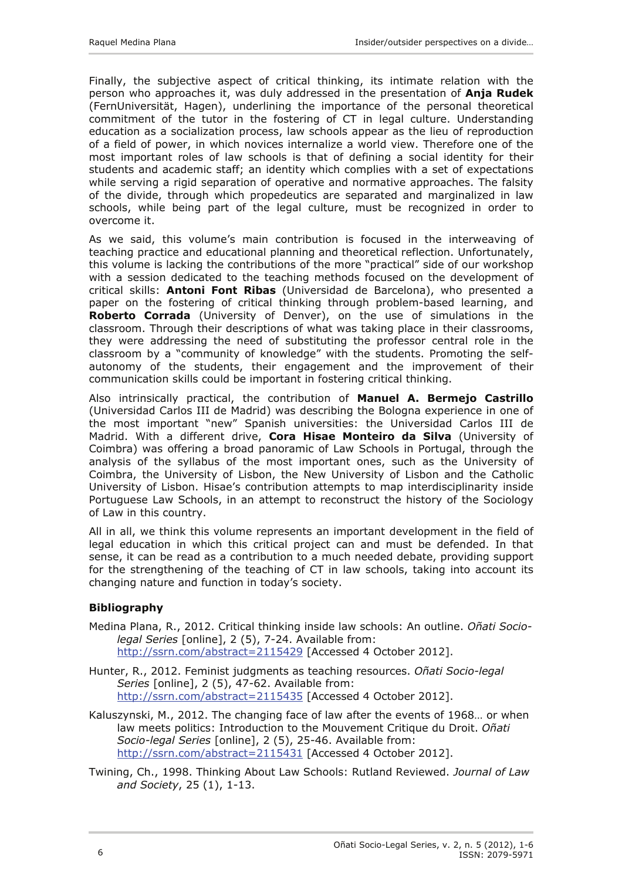Finally, the subjective aspect of critical thinking, its intimate relation with the person who approaches it, was duly addressed in the presentation of **Anja Rudek** (FernUniversität, Hagen), underlining the importance of the personal theoretical commitment of the tutor in the fostering of CT in legal culture. Understanding education as a socialization process, law schools appear as the lieu of reproduction of a field of power, in which novices internalize a world view. Therefore one of the most important roles of law schools is that of defining a social identity for their students and academic staff; an identity which complies with a set of expectations while serving a rigid separation of operative and normative approaches. The falsity of the divide, through which propedeutics are separated and marginalized in law schools, while being part of the legal culture, must be recognized in order to overcome it.

As we said, this volume's main contribution is focused in the interweaving of teaching practice and educational planning and theoretical reflection. Unfortunately, this volume is lacking the contributions of the more "practical" side of our workshop with a session dedicated to the teaching methods focused on the development of critical skills: **Antoni Font Ribas** (Universidad de Barcelona), who presented a paper on the fostering of critical thinking through problem-based learning, and **Roberto Corrada** (University of Denver), on the use of simulations in the classroom. Through their descriptions of what was taking place in their classrooms, they were addressing the need of substituting the professor central role in the classroom by a "community of knowledge" with the students. Promoting the self-autonomy of the students, their engagement and the improvement of their communication skills could be important in fostering critical thinking.

Also intrinsically practical, the contribution of **Manuel A. Bermejo Castrillo** (Universidad Carlos III de Madrid) was describing the Bologna experience in one of the most important "new" Spanish universities: the Universidad Carlos III de Madrid. With a different drive, **Cora Hisae Monteiro da Silva** (University of Coimbra) was offering a broad panoramic of Law Schools in Portugal, through the analysis of the syllabus of the most important ones, such as the University of Coimbra, the University of Lisbon, the New University of Lisbon and the Catholic University of Lisbon. Hisae's contribution attempts to map interdisciplinarity inside Portuguese Law Schools, in an attempt to reconstruct the history of the Sociology of Law in this country.

All in all, we think this volume represents an important development in the field of legal education in which this critical project can and must be defended. In that sense, it can be read as a contribution to a much needed debate, providing support for the strengthening of the teaching of CT in law schools, taking into account its changing nature and function in today's society.

### Bibliography

Medina Plana, R., 2012. Critical thinking inside law schools: An outline. *Oñati Socio-legal Series* [online], 2 (5), 7-24. Available from: http://ssrn.com/abstract=2115429 [Accessed 4 October 2012].

Hunter, R., 2012. Feminist judgments as teaching resources. *Oñati Socio-legal Series* [online], 2 (5), 47-62. Available from: http://ssrn.com/abstract=2115435 [Accessed 4 October 2012].

Kaluszynski, M., 2012. The changing face of law after the events of 1968… or when law meets politics: Introduction to the Mouvement Critique du Droit. *Oñati Socio-legal Series* [online], 2 (5), 25-46. Available from: http://ssrn.com/abstract=2115431 [Accessed 4 October 2012].

Twining, Ch., 1998. Thinking About Law Schools: Rutland Reviewed. *Journal of Law and Society*, 25 (1), 1-13.